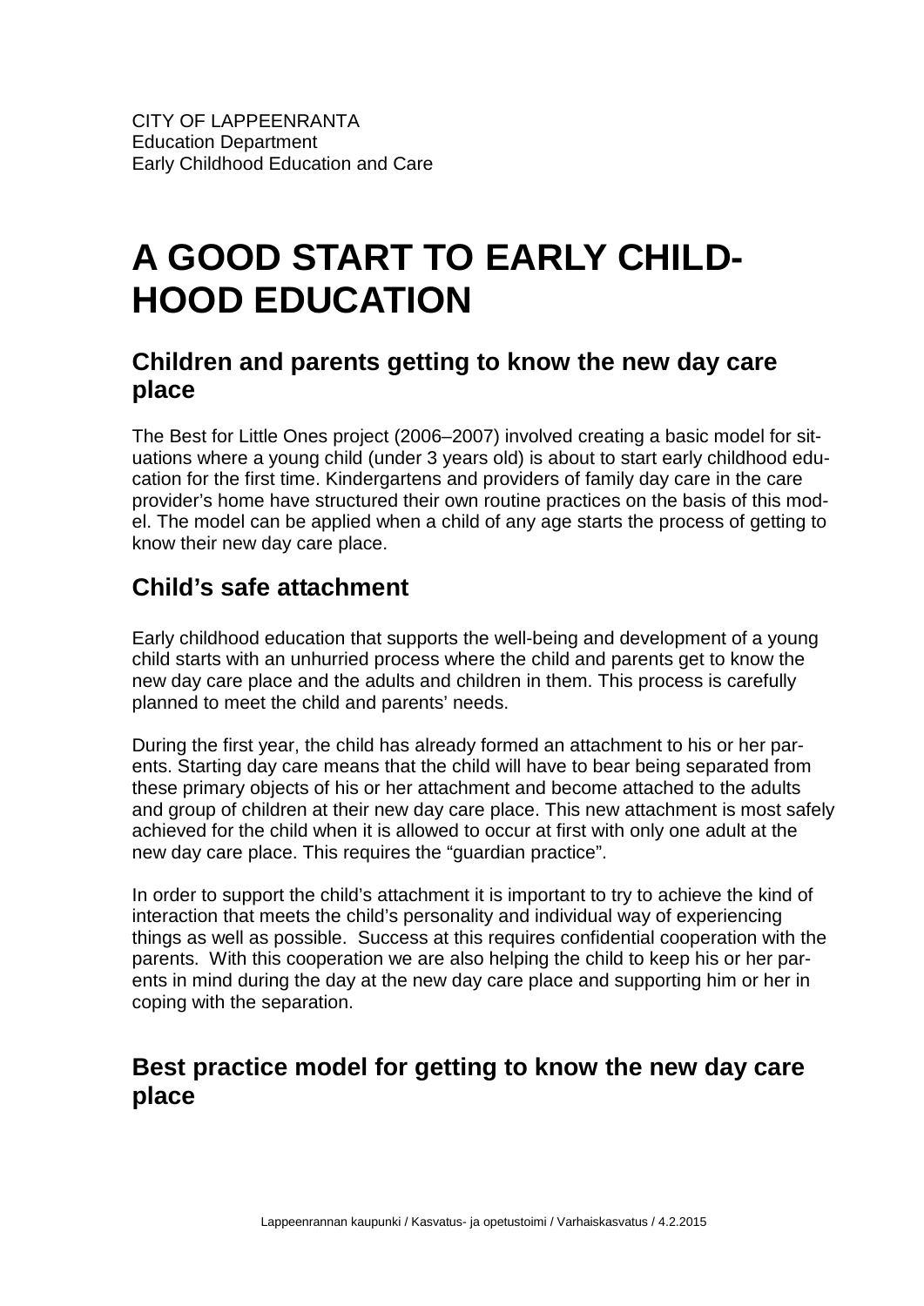CITY OF LAPPEENRANTA
Education Department
Early Childhood Education and Care

# A GOOD START TO EARLY CHILDHOOD EDUCATION

## Children and parents getting to know the new day care place

The Best for Little Ones project (2006–2007) involved creating a basic model for situations where a young child (under 3 years old) is about to start early childhood education for the first time. Kindergartens and providers of family day care in the care provider's home have structured their own routine practices on the basis of this model. The model can be applied when a child of any age starts the process of getting to know their new day care place.

## Child's safe attachment

Early childhood education that supports the well-being and development of a young child starts with an unhurried process where the child and parents get to know the new day care place and the adults and children in them. This process is carefully planned to meet the child and parents' needs.

During the first year, the child has already formed an attachment to his or her parents. Starting day care means that the child will have to bear being separated from these primary objects of his or her attachment and become attached to the adults and group of children at their new day care place. This new attachment is most safely achieved for the child when it is allowed to occur at first with only one adult at the new day care place. This requires the "guardian practice".

In order to support the child's attachment it is important to try to achieve the kind of interaction that meets the child's personality and individual way of experiencing things as well as possible. Success at this requires confidential cooperation with the parents. With this cooperation we are also helping the child to keep his or her parents in mind during the day at the new day care place and supporting him or her in coping with the separation.

## Best practice model for getting to know the new day care place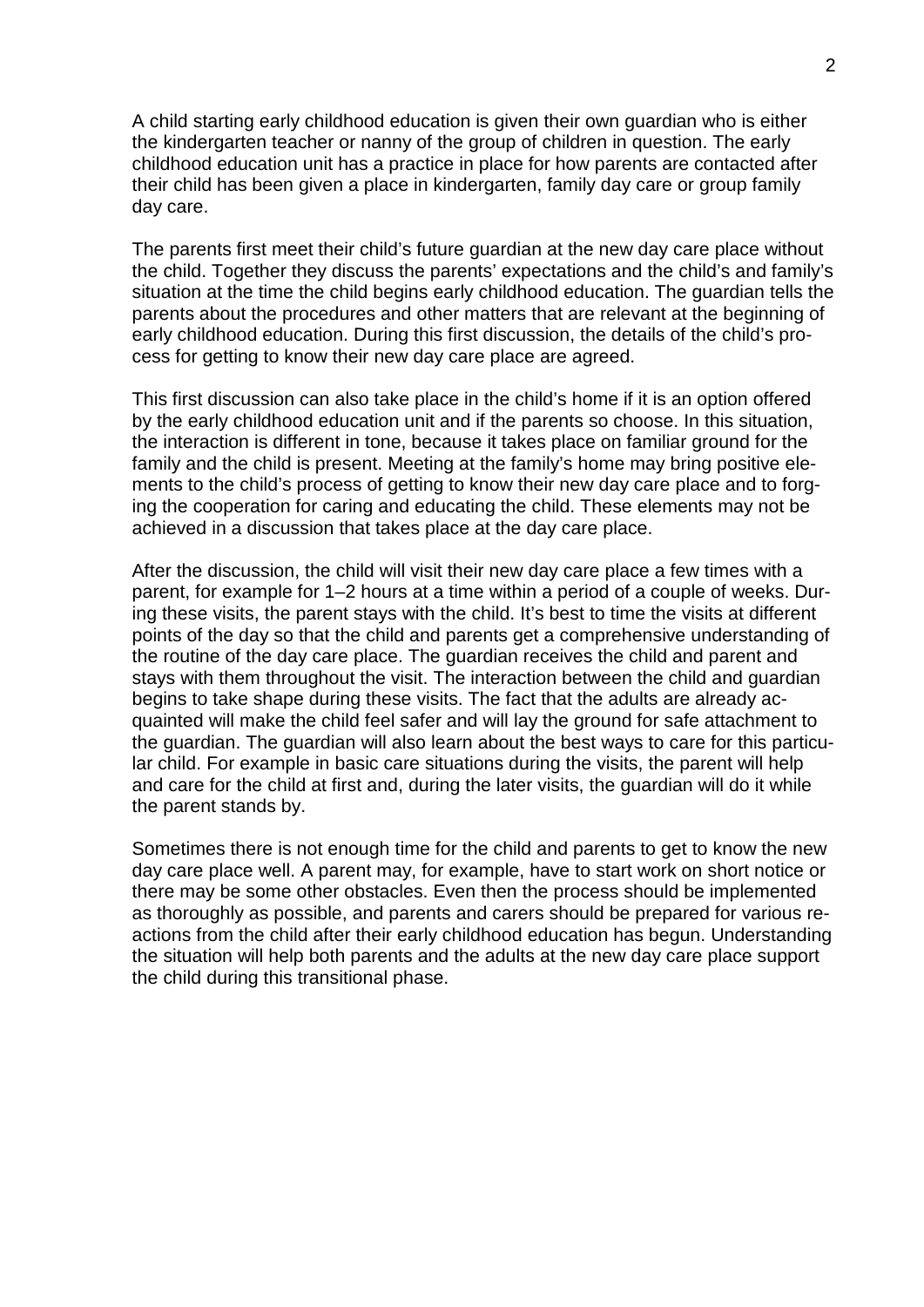A child starting early childhood education is given their own guardian who is either the kindergarten teacher or nanny of the group of children in question. The early childhood education unit has a practice in place for how parents are contacted after their child has been given a place in kindergarten, family day care or group family day care.

The parents first meet their child's future guardian at the new day care place without the child. Together they discuss the parents' expectations and the child's and family's situation at the time the child begins early childhood education. The guardian tells the parents about the procedures and other matters that are relevant at the beginning of early childhood education. During this first discussion, the details of the child's process for getting to know their new day care place are agreed.

This first discussion can also take place in the child's home if it is an option offered by the early childhood education unit and if the parents so choose. In this situation, the interaction is different in tone, because it takes place on familiar ground for the family and the child is present. Meeting at the family's home may bring positive elements to the child's process of getting to know their new day care place and to forging the cooperation for caring and educating the child. These elements may not be achieved in a discussion that takes place at the day care place.

After the discussion, the child will visit their new day care place a few times with a parent, for example for 1–2 hours at a time within a period of a couple of weeks. During these visits, the parent stays with the child. It's best to time the visits at different points of the day so that the child and parents get a comprehensive understanding of the routine of the day care place. The guardian receives the child and parent and stays with them throughout the visit. The interaction between the child and guardian begins to take shape during these visits. The fact that the adults are already acquainted will make the child feel safer and will lay the ground for safe attachment to the guardian. The guardian will also learn about the best ways to care for this particular child. For example in basic care situations during the visits, the parent will help and care for the child at first and, during the later visits, the guardian will do it while the parent stands by.

Sometimes there is not enough time for the child and parents to get to know the new day care place well. A parent may, for example, have to start work on short notice or there may be some other obstacles. Even then the process should be implemented as thoroughly as possible, and parents and carers should be prepared for various reactions from the child after their early childhood education has begun. Understanding the situation will help both parents and the adults at the new day care place support the child during this transitional phase.